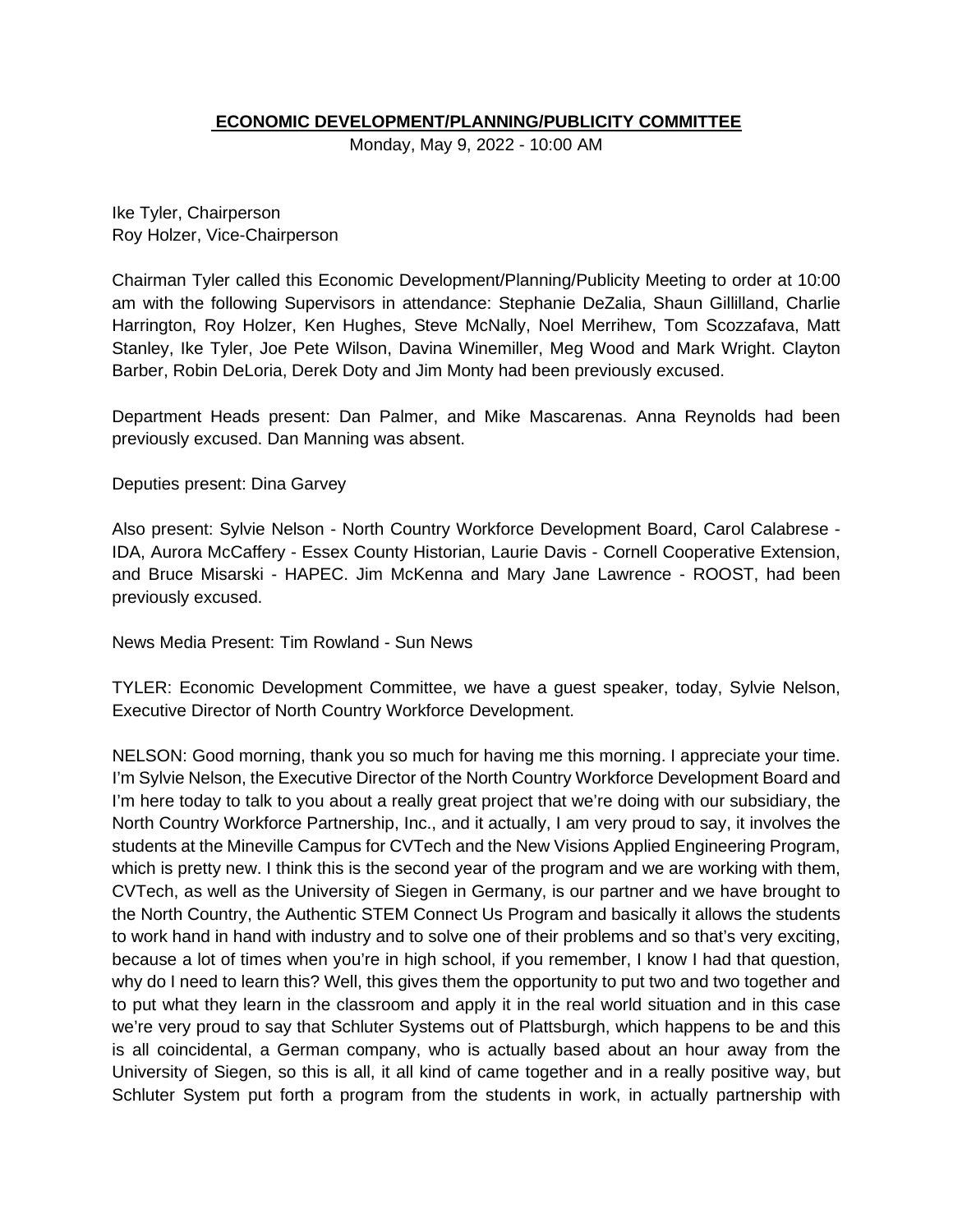## **ECONOMIC DEVELOPMENT/PLANNING/PUBLICITY COMMITTEE**

Monday, May 9, 2022 - 10:00 AM

Ike Tyler, Chairperson
Roy Holzer, Vice-Chairperson

Chairman Tyler called this Economic Development/Planning/Publicity Meeting to order at 10:00 am with the following Supervisors in attendance: Stephanie DeZalia, Shaun Gillilland, Charlie Harrington, Roy Holzer, Ken Hughes, Steve McNally, Noel Merrihew, Tom Scozzafava, Matt Stanley, Ike Tyler, Joe Pete Wilson, Davina Winemiller, Meg Wood and Mark Wright. Clayton Barber, Robin DeLoria, Derek Doty and Jim Monty had been previously excused.

Department Heads present: Dan Palmer, and Mike Mascarenas. Anna Reynolds had been previously excused. Dan Manning was absent.

Deputies present: Dina Garvey

Also present: Sylvie Nelson - North Country Workforce Development Board, Carol Calabrese - IDA, Aurora McCaffery - Essex County Historian, Laurie Davis - Cornell Cooperative Extension, and Bruce Misarski - HAPEC. Jim McKenna and Mary Jane Lawrence - ROOST, had been previously excused.

News Media Present: Tim Rowland - Sun News

TYLER: Economic Development Committee, we have a guest speaker, today, Sylvie Nelson, Executive Director of North Country Workforce Development.

NELSON: Good morning, thank you so much for having me this morning. I appreciate your time. I'm Sylvie Nelson, the Executive Director of the North Country Workforce Development Board and I'm here today to talk to you about a really great project that we're doing with our subsidiary, the North Country Workforce Partnership, Inc., and it actually, I am very proud to say, it involves the students at the Mineville Campus for CVTech and the New Visions Applied Engineering Program, which is pretty new. I think this is the second year of the program and we are working with them, CVTech, as well as the University of Siegen in Germany, is our partner and we have brought to the North Country, the Authentic STEM Connect Us Program and basically it allows the students to work hand in hand with industry and to solve one of their problems and so that's very exciting, because a lot of times when you're in high school, if you remember, I know I had that question, why do I need to learn this? Well, this gives them the opportunity to put two and two together and to put what they learn in the classroom and apply it in the real world situation and in this case we're very proud to say that Schluter Systems out of Plattsburgh, which happens to be and this is all coincidental, a German company, who is actually based about an hour away from the University of Siegen, so this is all, it all kind of came together and in a really positive way, but Schluter System put forth a program from the students in work, in actually partnership with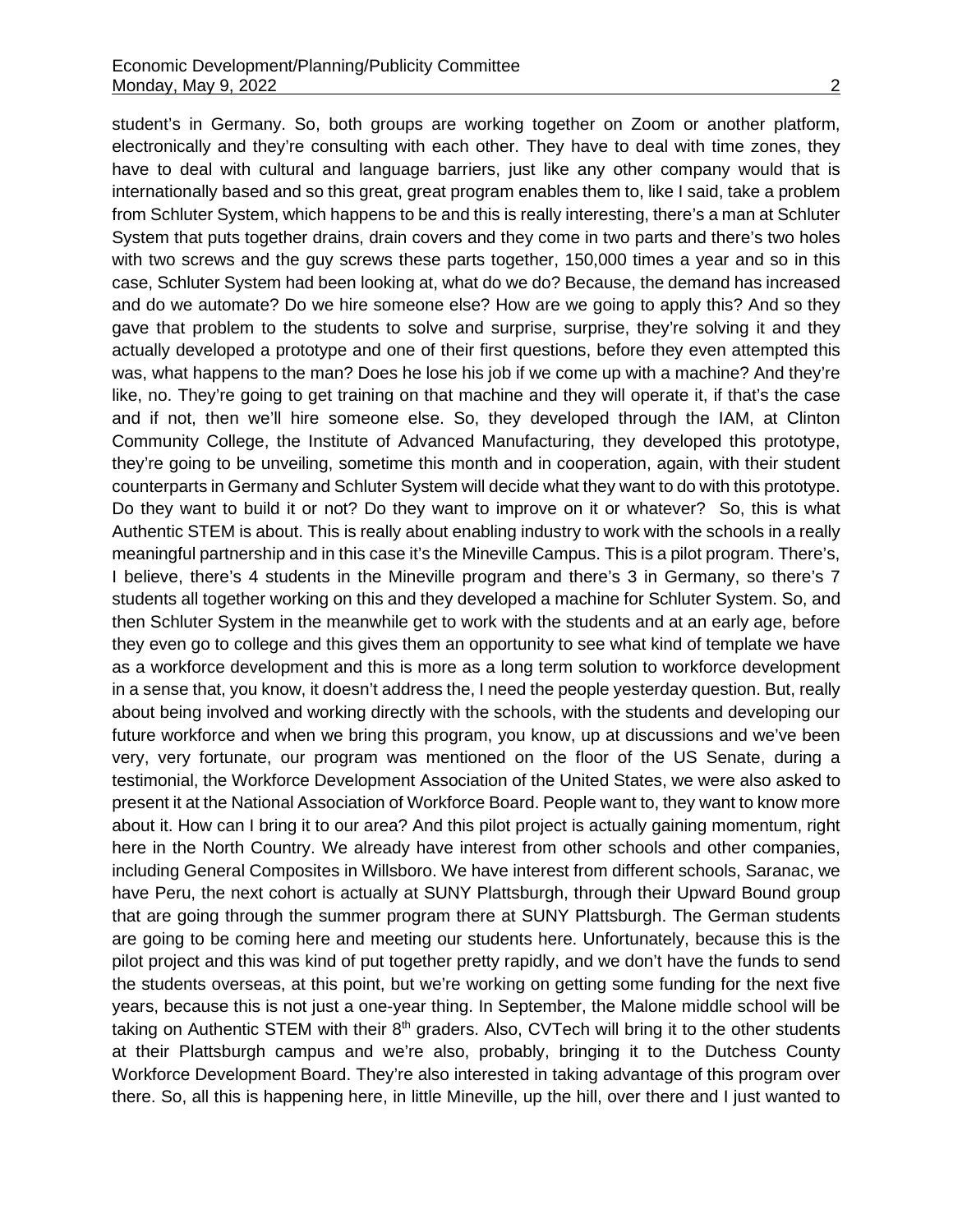student's in Germany. So, both groups are working together on Zoom or another platform, electronically and they're consulting with each other. They have to deal with time zones, they have to deal with cultural and language barriers, just like any other company would that is internationally based and so this great, great program enables them to, like I said, take a problem from Schluter System, which happens to be and this is really interesting, there's a man at Schluter System that puts together drains, drain covers and they come in two parts and there's two holes with two screws and the guy screws these parts together, 150,000 times a year and so in this case, Schluter System had been looking at, what do we do? Because, the demand has increased and do we automate? Do we hire someone else? How are we going to apply this? And so they gave that problem to the students to solve and surprise, surprise, they're solving it and they actually developed a prototype and one of their first questions, before they even attempted this was, what happens to the man? Does he lose his job if we come up with a machine? And they're like, no. They're going to get training on that machine and they will operate it, if that's the case and if not, then we'll hire someone else. So, they developed through the IAM, at Clinton Community College, the Institute of Advanced Manufacturing, they developed this prototype, they're going to be unveiling, sometime this month and in cooperation, again, with their student counterparts in Germany and Schluter System will decide what they want to do with this prototype. Do they want to build it or not? Do they want to improve on it or whatever? So, this is what Authentic STEM is about. This is really about enabling industry to work with the schools in a really meaningful partnership and in this case it's the Mineville Campus. This is a pilot program. There's, I believe, there's 4 students in the Mineville program and there's 3 in Germany, so there's 7 students all together working on this and they developed a machine for Schluter System. So, and then Schluter System in the meanwhile get to work with the students and at an early age, before they even go to college and this gives them an opportunity to see what kind of template we have as a workforce development and this is more as a long term solution to workforce development in a sense that, you know, it doesn't address the, I need the people yesterday question. But, really about being involved and working directly with the schools, with the students and developing our future workforce and when we bring this program, you know, up at discussions and we've been very, very fortunate, our program was mentioned on the floor of the US Senate, during a testimonial, the Workforce Development Association of the United States, we were also asked to present it at the National Association of Workforce Board. People want to, they want to know more about it. How can I bring it to our area? And this pilot project is actually gaining momentum, right here in the North Country. We already have interest from other schools and other companies, including General Composites in Willsboro. We have interest from different schools, Saranac, we have Peru, the next cohort is actually at SUNY Plattsburgh, through their Upward Bound group that are going through the summer program there at SUNY Plattsburgh. The German students are going to be coming here and meeting our students here. Unfortunately, because this is the pilot project and this was kind of put together pretty rapidly, and we don't have the funds to send the students overseas, at this point, but we're working on getting some funding for the next five years, because this is not just a one-year thing. In September, the Malone middle school will be taking on Authentic STEM with their 8th graders. Also, CVTech will bring it to the other students at their Plattsburgh campus and we're also, probably, bringing it to the Dutchess County Workforce Development Board. They're also interested in taking advantage of this program over there. So, all this is happening here, in little Mineville, up the hill, over there and I just wanted to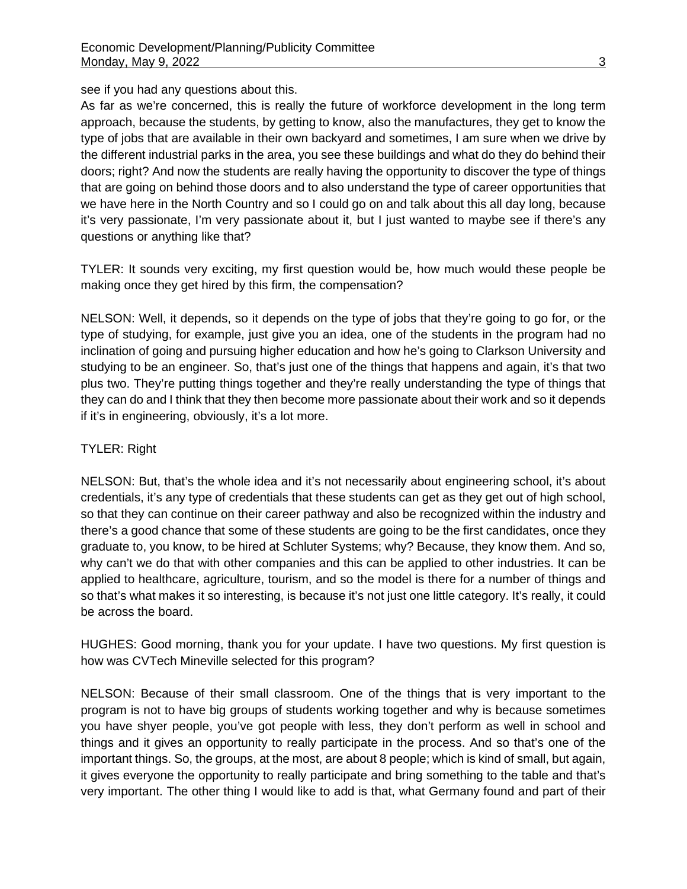see if you had any questions about this.
As far as we're concerned, this is really the future of workforce development in the long term approach, because the students, by getting to know, also the manufactures, they get to know the type of jobs that are available in their own backyard and sometimes, I am sure when we drive by the different industrial parks in the area, you see these buildings and what do they do behind their doors; right? And now the students are really having the opportunity to discover the type of things that are going on behind those doors and to also understand the type of career opportunities that we have here in the North Country and so I could go on and talk about this all day long, because it's very passionate, I'm very passionate about it, but I just wanted to maybe see if there's any questions or anything like that?

TYLER: It sounds very exciting, my first question would be, how much would these people be making once they get hired by this firm, the compensation?

NELSON: Well, it depends, so it depends on the type of jobs that they're going to go for, or the type of studying, for example, just give you an idea, one of the students in the program had no inclination of going and pursuing higher education and how he's going to Clarkson University and studying to be an engineer. So, that's just one of the things that happens and again, it's that two plus two. They're putting things together and they're really understanding the type of things that they can do and I think that they then become more passionate about their work and so it depends if it's in engineering, obviously, it's a lot more.

TYLER: Right

NELSON: But, that's the whole idea and it's not necessarily about engineering school, it's about credentials, it's any type of credentials that these students can get as they get out of high school, so that they can continue on their career pathway and also be recognized within the industry and there's a good chance that some of these students are going to be the first candidates, once they graduate to, you know, to be hired at Schluter Systems; why? Because, they know them. And so, why can't we do that with other companies and this can be applied to other industries. It can be applied to healthcare, agriculture, tourism, and so the model is there for a number of things and so that's what makes it so interesting, is because it's not just one little category. It's really, it could be across the board.

HUGHES: Good morning, thank you for your update. I have two questions. My first question is how was CVTech Mineville selected for this program?

NELSON: Because of their small classroom. One of the things that is very important to the program is not to have big groups of students working together and why is because sometimes you have shyer people, you've got people with less, they don't perform as well in school and things and it gives an opportunity to really participate in the process. And so that's one of the important things. So, the groups, at the most, are about 8 people; which is kind of small, but again, it gives everyone the opportunity to really participate and bring something to the table and that's very important. The other thing I would like to add is that, what Germany found and part of their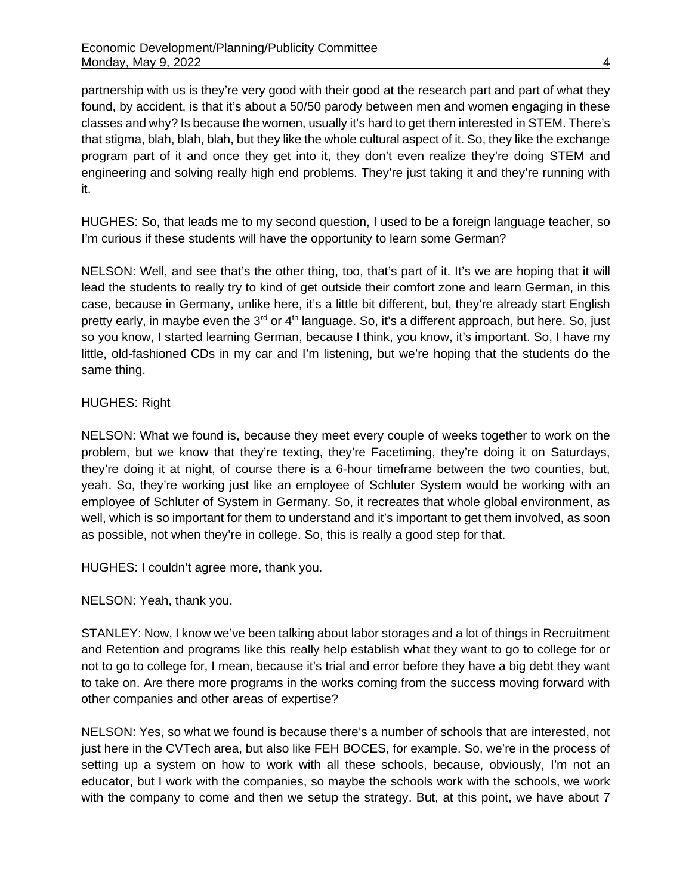partnership with us is they're very good with their good at the research part and part of what they found, by accident, is that it's about a 50/50 parody between men and women engaging in these classes and why? Is because the women, usually it's hard to get them interested in STEM. There's that stigma, blah, blah, blah, but they like the whole cultural aspect of it. So, they like the exchange program part of it and once they get into it, they don't even realize they're doing STEM and engineering and solving really high end problems. They're just taking it and they're running with it.

HUGHES: So, that leads me to my second question, I used to be a foreign language teacher, so I'm curious if these students will have the opportunity to learn some German?

NELSON: Well, and see that's the other thing, too, that's part of it. It's we are hoping that it will lead the students to really try to kind of get outside their comfort zone and learn German, in this case, because in Germany, unlike here, it's a little bit different, but, they're already start English pretty early, in maybe even the 3rd or 4th language. So, it's a different approach, but here. So, just so you know, I started learning German, because I think, you know, it's important. So, I have my little, old-fashioned CDs in my car and I'm listening, but we're hoping that the students do the same thing.

HUGHES: Right

NELSON: What we found is, because they meet every couple of weeks together to work on the problem, but we know that they're texting, they're Facetiming, they're doing it on Saturdays, they're doing it at night, of course there is a 6-hour timeframe between the two counties, but, yeah. So, they're working just like an employee of Schluter System would be working with an employee of Schluter of System in Germany. So, it recreates that whole global environment, as well, which is so important for them to understand and it's important to get them involved, as soon as possible, not when they're in college. So, this is really a good step for that.

HUGHES: I couldn't agree more, thank you.

NELSON: Yeah, thank you.

STANLEY: Now, I know we've been talking about labor storages and a lot of things in Recruitment and Retention and programs like this really help establish what they want to go to college for or not to go to college for, I mean, because it's trial and error before they have a big debt they want to take on. Are there more programs in the works coming from the success moving forward with other companies and other areas of expertise?

NELSON: Yes, so what we found is because there's a number of schools that are interested, not just here in the CVTech area, but also like FEH BOCES, for example. So, we're in the process of setting up a system on how to work with all these schools, because, obviously, I'm not an educator, but I work with the companies, so maybe the schools work with the schools, we work with the company to come and then we setup the strategy. But, at this point, we have about 7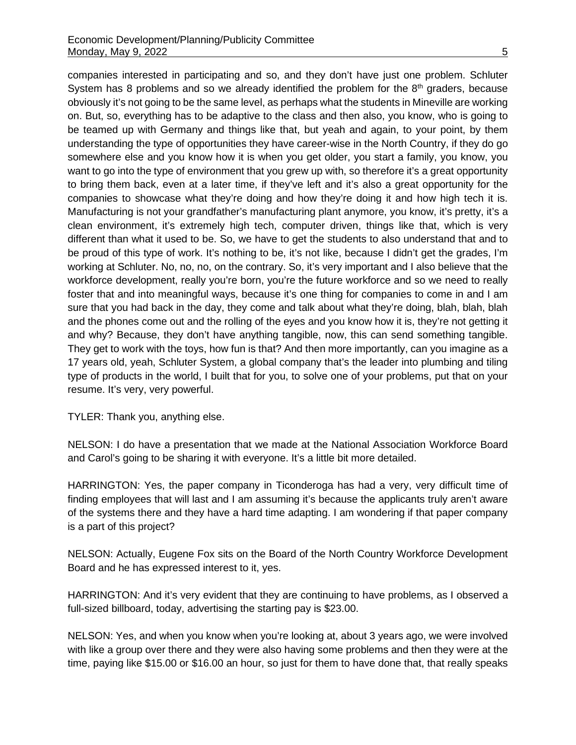companies interested in participating and so, and they don't have just one problem. Schluter System has 8 problems and so we already identified the problem for the 8th graders, because obviously it's not going to be the same level, as perhaps what the students in Mineville are working on. But, so, everything has to be adaptive to the class and then also, you know, who is going to be teamed up with Germany and things like that, but yeah and again, to your point, by them understanding the type of opportunities they have career-wise in the North Country, if they do go somewhere else and you know how it is when you get older, you start a family, you know, you want to go into the type of environment that you grew up with, so therefore it's a great opportunity to bring them back, even at a later time, if they've left and it's also a great opportunity for the companies to showcase what they're doing and how they're doing it and how high tech it is. Manufacturing is not your grandfather's manufacturing plant anymore, you know, it's pretty, it's a clean environment, it's extremely high tech, computer driven, things like that, which is very different than what it used to be. So, we have to get the students to also understand that and to be proud of this type of work. It's nothing to be, it's not like, because I didn't get the grades, I'm working at Schluter. No, no, no, on the contrary. So, it's very important and I also believe that the workforce development, really you're born, you're the future workforce and so we need to really foster that and into meaningful ways, because it's one thing for companies to come in and I am sure that you had back in the day, they come and talk about what they're doing, blah, blah, blah and the phones come out and the rolling of the eyes and you know how it is, they're not getting it and why? Because, they don't have anything tangible, now, this can send something tangible. They get to work with the toys, how fun is that? And then more importantly, can you imagine as a 17 years old, yeah, Schluter System, a global company that's the leader into plumbing and tiling type of products in the world, I built that for you, to solve one of your problems, put that on your resume. It's very, very powerful.

TYLER: Thank you, anything else.

NELSON: I do have a presentation that we made at the National Association Workforce Board and Carol's going to be sharing it with everyone. It's a little bit more detailed.

HARRINGTON: Yes, the paper company in Ticonderoga has had a very, very difficult time of finding employees that will last and I am assuming it's because the applicants truly aren't aware of the systems there and they have a hard time adapting. I am wondering if that paper company is a part of this project?

NELSON: Actually, Eugene Fox sits on the Board of the North Country Workforce Development Board and he has expressed interest to it, yes.

HARRINGTON: And it's very evident that they are continuing to have problems, as I observed a full-sized billboard, today, advertising the starting pay is $23.00.

NELSON: Yes, and when you know when you're looking at, about 3 years ago, we were involved with like a group over there and they were also having some problems and then they were at the time, paying like $15.00 or $16.00 an hour, so just for them to have done that, that really speaks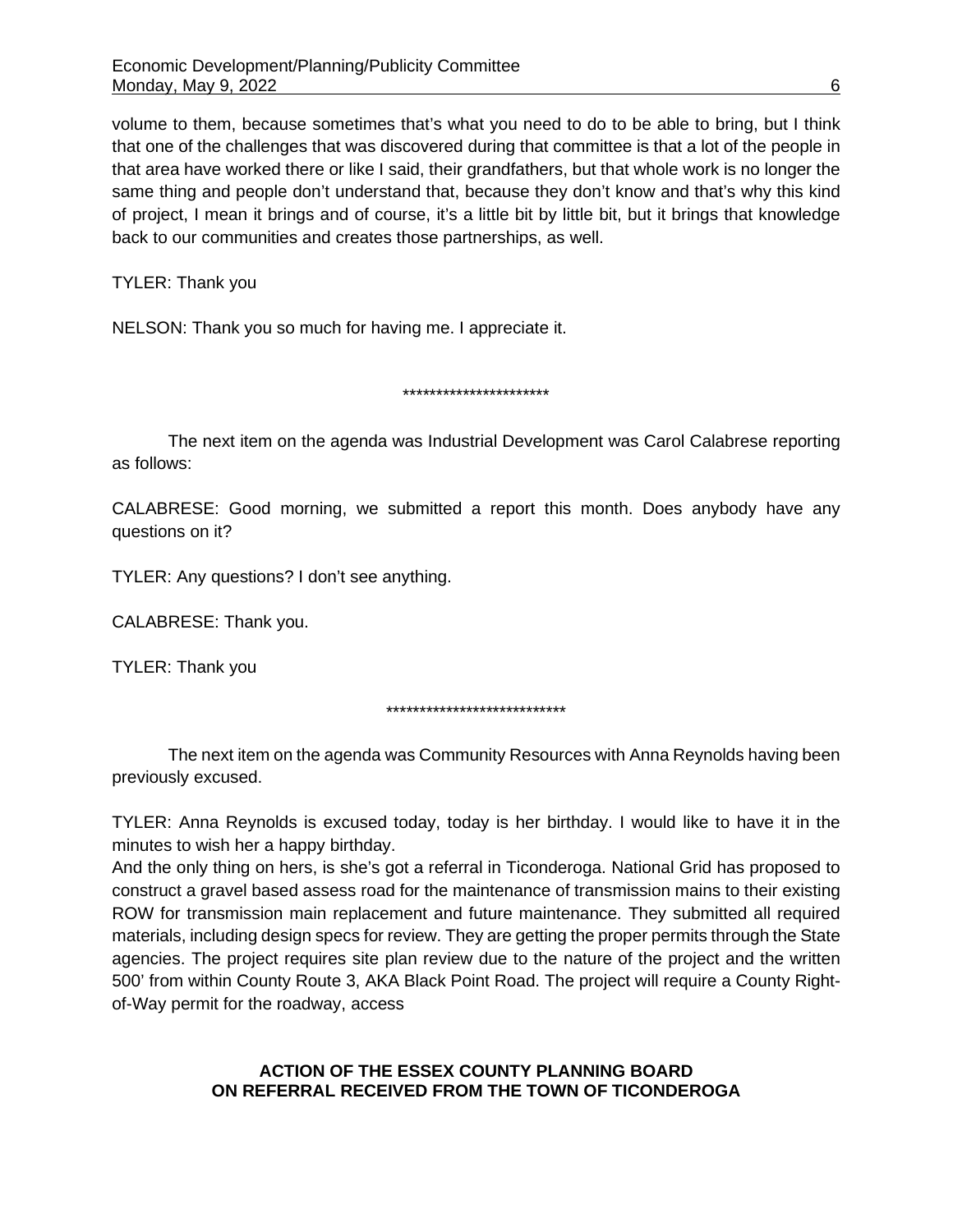volume to them, because sometimes that's what you need to do to be able to bring, but I think that one of the challenges that was discovered during that committee is that a lot of the people in that area have worked there or like I said, their grandfathers, but that whole work is no longer the same thing and people don't understand that, because they don't know and that's why this kind of project, I mean it brings and of course, it's a little bit by little bit, but it brings that knowledge back to our communities and creates those partnerships, as well.

TYLER: Thank you

NELSON: Thank you so much for having me. I appreciate it.

**********************

The next item on the agenda was Industrial Development was Carol Calabrese reporting as follows:

CALABRESE: Good morning, we submitted a report this month. Does anybody have any questions on it?

TYLER: Any questions? I don't see anything.

CALABRESE: Thank you.

TYLER: Thank you

***************************

The next item on the agenda was Community Resources with Anna Reynolds having been previously excused.

TYLER: Anna Reynolds is excused today, today is her birthday. I would like to have it in the minutes to wish her a happy birthday.
And the only thing on hers, is she's got a referral in Ticonderoga. National Grid has proposed to construct a gravel based assess road for the maintenance of transmission mains to their existing ROW for transmission main replacement and future maintenance. They submitted all required materials, including design specs for review. They are getting the proper permits through the State agencies. The project requires site plan review due to the nature of the project and the written 500' from within County Route 3, AKA Black Point Road. The project will require a County Right-of-Way permit for the roadway, access

**ACTION OF THE ESSEX COUNTY PLANNING BOARD ON REFERRAL RECEIVED FROM THE TOWN OF TICONDEROGA**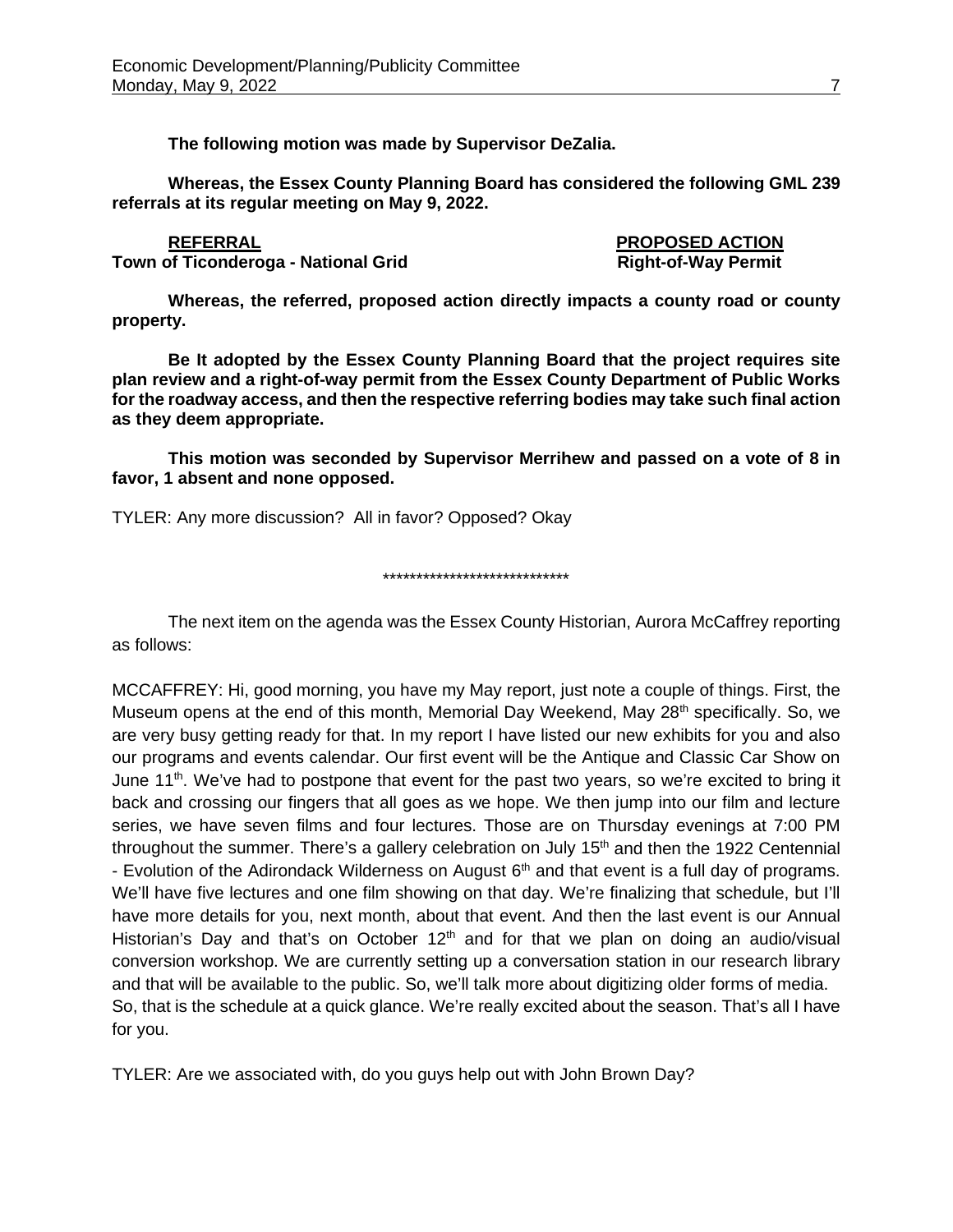**The following motion was made by Supervisor DeZalia.**

**Whereas, the Essex County Planning Board has considered the following GML 239 referrals at its regular meeting on May 9, 2022.**

| **REFERRAL** | **PROPOSED ACTION** |
| --- | --- |
| **Town of Ticonderoga - National Grid** | **Right-of-Way Permit** |

**Whereas, the referred, proposed action directly impacts a county road or county property.**

**Be It adopted by the Essex County Planning Board that the project requires site plan review and a right-of-way permit from the Essex County Department of Public Works for the roadway access, and then the respective referring bodies may take such final action as they deem appropriate.**

**This motion was seconded by Supervisor Merrihew and passed on a vote of 8 in favor, 1 absent and none opposed.**

TYLER: Any more discussion? All in favor? Opposed? Okay

\*\*\*\*\*\*\*\*\*\*\*\*\*\*\*\*\*\*\*\*\*\*\*\*\*\*\*\*

The next item on the agenda was the Essex County Historian, Aurora McCaffrey reporting as follows:

MCCAFFREY: Hi, good morning, you have my May report, just note a couple of things. First, the Museum opens at the end of this month, Memorial Day Weekend, May 28th specifically. So, we are very busy getting ready for that. In my report I have listed our new exhibits for you and also our programs and events calendar. Our first event will be the Antique and Classic Car Show on June 11th. We've had to postpone that event for the past two years, so we're excited to bring it back and crossing our fingers that all goes as we hope. We then jump into our film and lecture series, we have seven films and four lectures. Those are on Thursday evenings at 7:00 PM throughout the summer. There's a gallery celebration on July 15th and then the 1922 Centennial - Evolution of the Adirondack Wilderness on August 6th and that event is a full day of programs. We'll have five lectures and one film showing on that day. We're finalizing that schedule, but I'll have more details for you, next month, about that event. And then the last event is our Annual Historian's Day and that's on October 12th and for that we plan on doing an audio/visual conversion workshop. We are currently setting up a conversation station in our research library and that will be available to the public. So, we'll talk more about digitizing older forms of media. So, that is the schedule at a quick glance. We're really excited about the season. That's all I have for you.

TYLER: Are we associated with, do you guys help out with John Brown Day?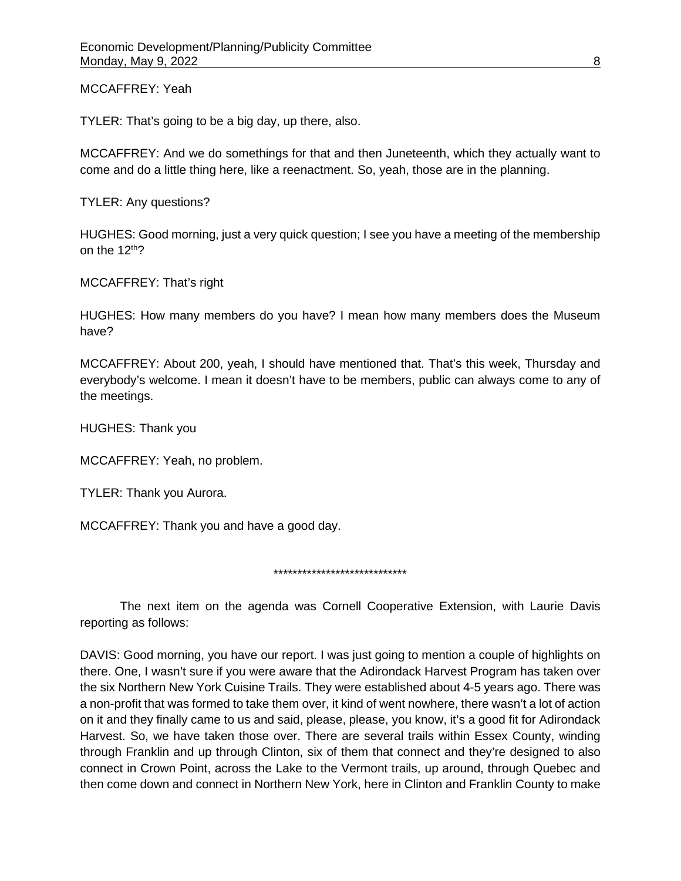MCCAFFREY: Yeah

TYLER: That's going to be a big day, up there, also.

MCCAFFREY: And we do somethings for that and then Juneteenth, which they actually want to come and do a little thing here, like a reenactment. So, yeah, those are in the planning.

TYLER: Any questions?

HUGHES: Good morning, just a very quick question; I see you have a meeting of the membership on the 12th?

MCCAFFREY: That's right

HUGHES: How many members do you have? I mean how many members does the Museum have?

MCCAFFREY: About 200, yeah, I should have mentioned that. That's this week, Thursday and everybody's welcome. I mean it doesn't have to be members, public can always come to any of the meetings.

HUGHES: Thank you

MCCAFFREY: Yeah, no problem.

TYLER: Thank you Aurora.

MCCAFFREY: Thank you and have a good day.

****************************

The next item on the agenda was Cornell Cooperative Extension, with Laurie Davis reporting as follows:

DAVIS: Good morning, you have our report. I was just going to mention a couple of highlights on there. One, I wasn't sure if you were aware that the Adirondack Harvest Program has taken over the six Northern New York Cuisine Trails. They were established about 4-5 years ago. There was a non-profit that was formed to take them over, it kind of went nowhere, there wasn't a lot of action on it and they finally came to us and said, please, please, you know, it's a good fit for Adirondack Harvest. So, we have taken those over. There are several trails within Essex County, winding through Franklin and up through Clinton, six of them that connect and they're designed to also connect in Crown Point, across the Lake to the Vermont trails, up around, through Quebec and then come down and connect in Northern New York, here in Clinton and Franklin County to make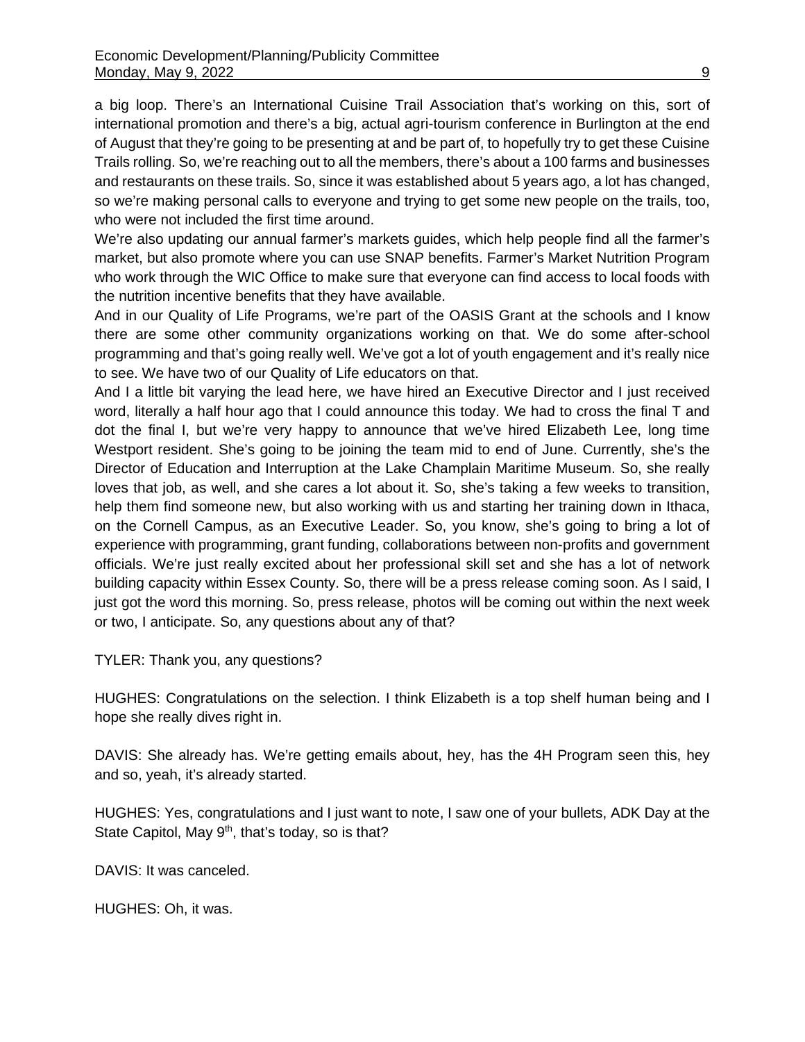a big loop. There's an International Cuisine Trail Association that's working on this, sort of international promotion and there's a big, actual agri-tourism conference in Burlington at the end of August that they're going to be presenting at and be part of, to hopefully try to get these Cuisine Trails rolling. So, we're reaching out to all the members, there's about a 100 farms and businesses and restaurants on these trails. So, since it was established about 5 years ago, a lot has changed, so we're making personal calls to everyone and trying to get some new people on the trails, too, who were not included the first time around.

We're also updating our annual farmer's markets guides, which help people find all the farmer's market, but also promote where you can use SNAP benefits. Farmer's Market Nutrition Program who work through the WIC Office to make sure that everyone can find access to local foods with the nutrition incentive benefits that they have available.

And in our Quality of Life Programs, we're part of the OASIS Grant at the schools and I know there are some other community organizations working on that. We do some after-school programming and that's going really well. We've got a lot of youth engagement and it's really nice to see. We have two of our Quality of Life educators on that.

And I a little bit varying the lead here, we have hired an Executive Director and I just received word, literally a half hour ago that I could announce this today. We had to cross the final T and dot the final I, but we're very happy to announce that we've hired Elizabeth Lee, long time Westport resident. She's going to be joining the team mid to end of June. Currently, she's the Director of Education and Interruption at the Lake Champlain Maritime Museum. So, she really loves that job, as well, and she cares a lot about it. So, she's taking a few weeks to transition, help them find someone new, but also working with us and starting her training down in Ithaca, on the Cornell Campus, as an Executive Leader. So, you know, she's going to bring a lot of experience with programming, grant funding, collaborations between non-profits and government officials. We're just really excited about her professional skill set and she has a lot of network building capacity within Essex County. So, there will be a press release coming soon. As I said, I just got the word this morning. So, press release, photos will be coming out within the next week or two, I anticipate. So, any questions about any of that?

TYLER: Thank you, any questions?

HUGHES: Congratulations on the selection. I think Elizabeth is a top shelf human being and I hope she really dives right in.

DAVIS: She already has. We're getting emails about, hey, has the 4H Program seen this, hey and so, yeah, it's already started.

HUGHES: Yes, congratulations and I just want to note, I saw one of your bullets, ADK Day at the State Capitol, May 9th, that's today, so is that?

DAVIS: It was canceled.

HUGHES: Oh, it was.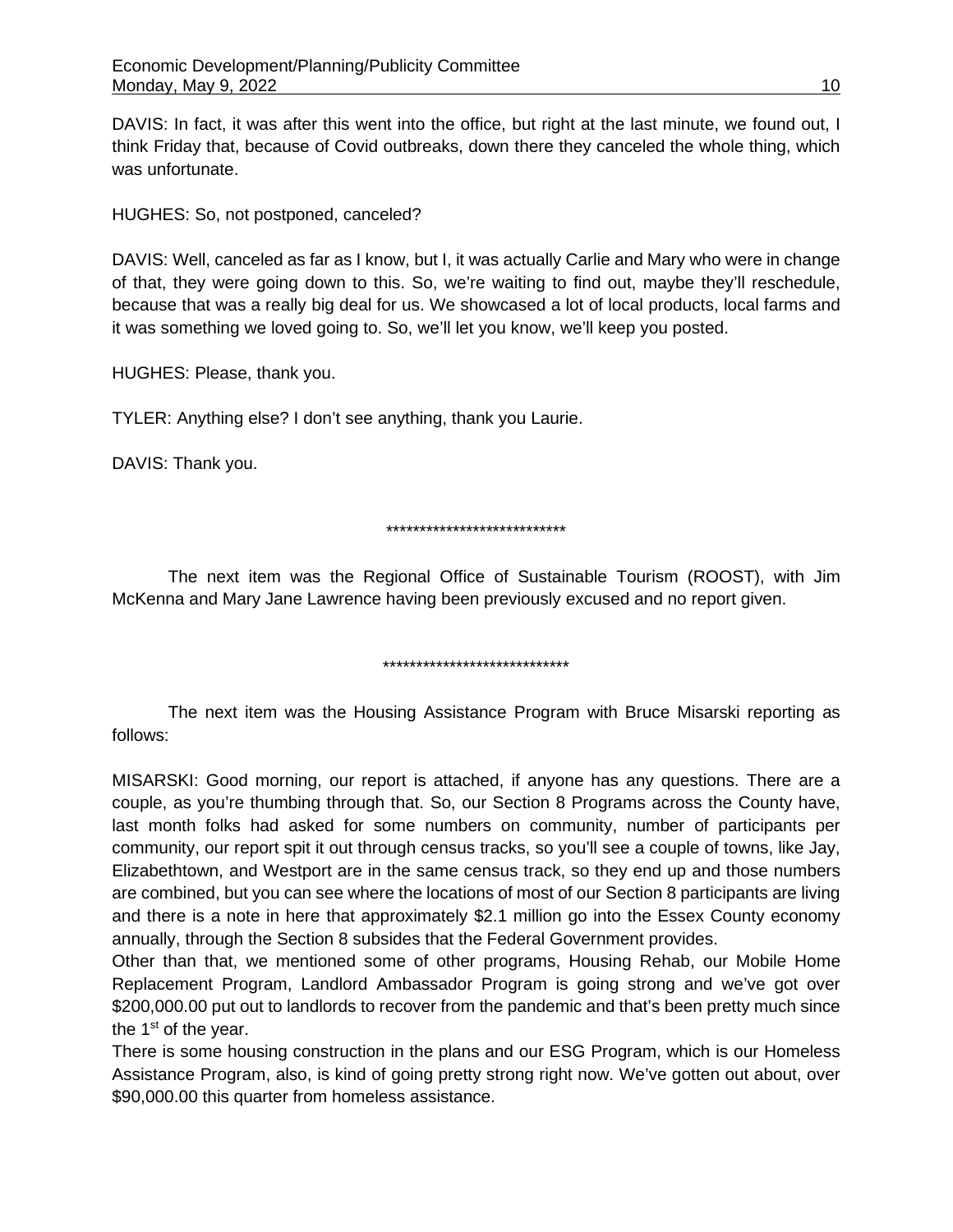DAVIS: In fact, it was after this went into the office, but right at the last minute, we found out, I think Friday that, because of Covid outbreaks, down there they canceled the whole thing, which was unfortunate.

HUGHES: So, not postponed, canceled?

DAVIS: Well, canceled as far as I know, but I, it was actually Carlie and Mary who were in change of that, they were going down to this. So, we're waiting to find out, maybe they'll reschedule, because that was a really big deal for us. We showcased a lot of local products, local farms and it was something we loved going to. So, we'll let you know, we'll keep you posted.

HUGHES: Please, thank you.

TYLER: Anything else? I don't see anything, thank you Laurie.

DAVIS: Thank you.

***************************

The next item was the Regional Office of Sustainable Tourism (ROOST), with Jim McKenna and Mary Jane Lawrence having been previously excused and no report given.

****************************

The next item was the Housing Assistance Program with Bruce Misarski reporting as follows:

MISARSKI: Good morning, our report is attached, if anyone has any questions. There are a couple, as you're thumbing through that. So, our Section 8 Programs across the County have, last month folks had asked for some numbers on community, number of participants per community, our report spit it out through census tracks, so you'll see a couple of towns, like Jay, Elizabethtown, and Westport are in the same census track, so they end up and those numbers are combined, but you can see where the locations of most of our Section 8 participants are living and there is a note in here that approximately $2.1 million go into the Essex County economy annually, through the Section 8 subsides that the Federal Government provides.

Other than that, we mentioned some of other programs, Housing Rehab, our Mobile Home Replacement Program, Landlord Ambassador Program is going strong and we've got over $200,000.00 put out to landlords to recover from the pandemic and that's been pretty much since the 1st of the year.

There is some housing construction in the plans and our ESG Program, which is our Homeless Assistance Program, also, is kind of going pretty strong right now. We've gotten out about, over $90,000.00 this quarter from homeless assistance.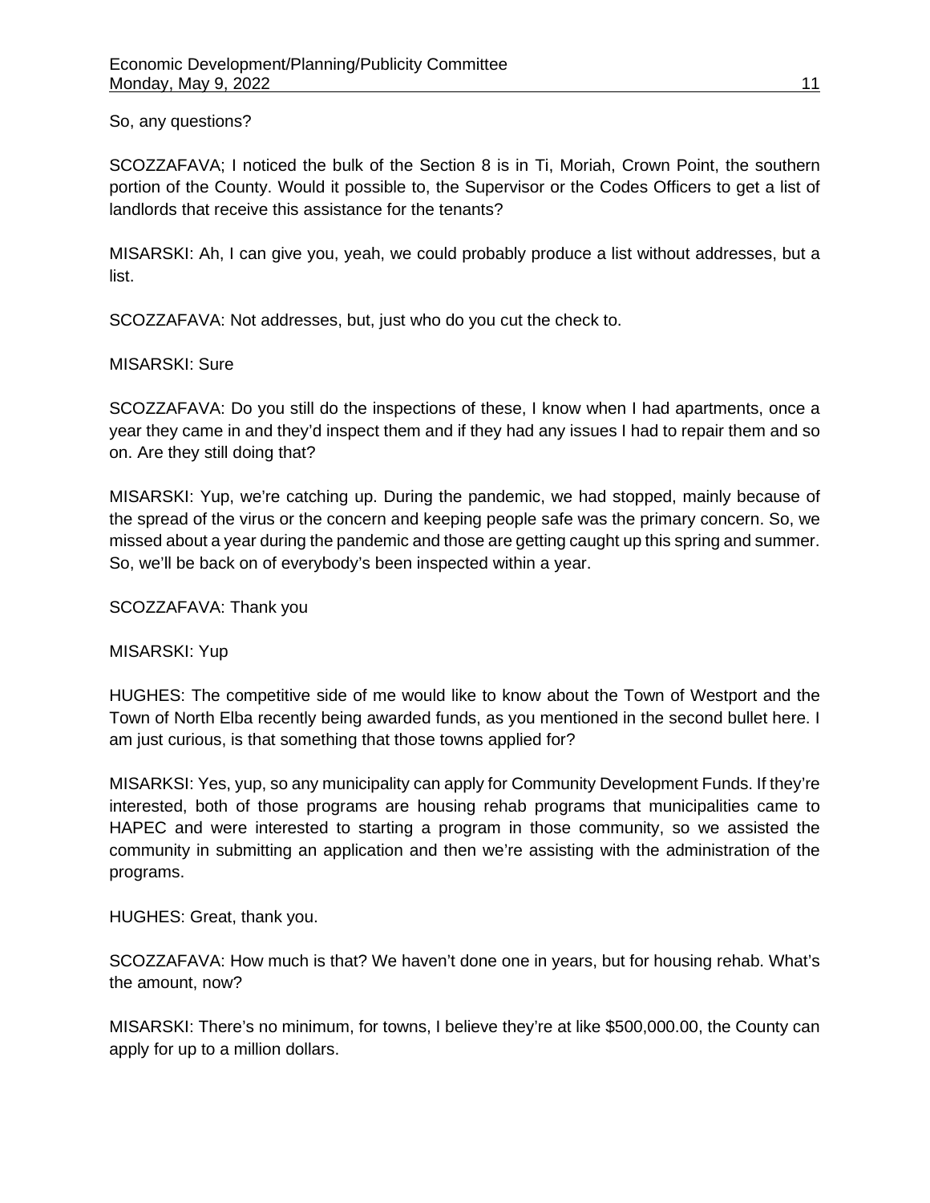So, any questions?

SCOZZAFAVA; I noticed the bulk of the Section 8 is in Ti, Moriah, Crown Point, the southern portion of the County. Would it possible to, the Supervisor or the Codes Officers to get a list of landlords that receive this assistance for the tenants?

MISARSKI: Ah, I can give you, yeah, we could probably produce a list without addresses, but a list.

SCOZZAFAVA: Not addresses, but, just who do you cut the check to.

MISARSKI: Sure

SCOZZAFAVA: Do you still do the inspections of these, I know when I had apartments, once a year they came in and they'd inspect them and if they had any issues I had to repair them and so on. Are they still doing that?

MISARSKI: Yup, we're catching up. During the pandemic, we had stopped, mainly because of the spread of the virus or the concern and keeping people safe was the primary concern. So, we missed about a year during the pandemic and those are getting caught up this spring and summer. So, we'll be back on of everybody's been inspected within a year.

SCOZZAFAVA: Thank you

MISARSKI: Yup

HUGHES: The competitive side of me would like to know about the Town of Westport and the Town of North Elba recently being awarded funds, as you mentioned in the second bullet here. I am just curious, is that something that those towns applied for?

MISARKSI: Yes, yup, so any municipality can apply for Community Development Funds. If they're interested, both of those programs are housing rehab programs that municipalities came to HAPEC and were interested to starting a program in those community, so we assisted the community in submitting an application and then we're assisting with the administration of the programs.

HUGHES: Great, thank you.

SCOZZAFAVA: How much is that? We haven't done one in years, but for housing rehab. What's the amount, now?

MISARSKI: There's no minimum, for towns, I believe they're at like $500,000.00, the County can apply for up to a million dollars.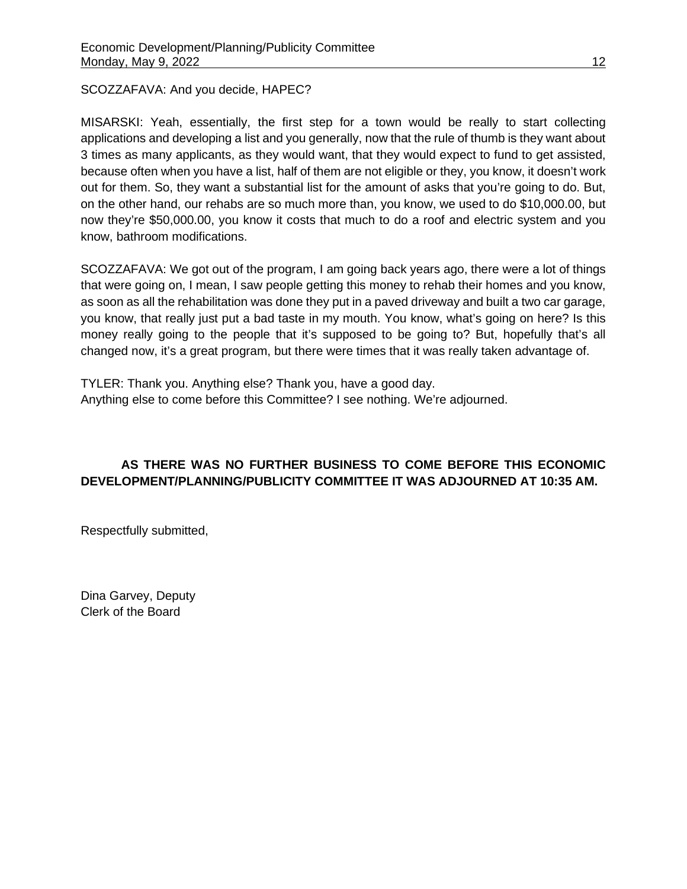SCOZZAFAVA: And you decide, HAPEC?

MISARSKI: Yeah, essentially, the first step for a town would be really to start collecting applications and developing a list and you generally, now that the rule of thumb is they want about 3 times as many applicants, as they would want, that they would expect to fund to get assisted, because often when you have a list, half of them are not eligible or they, you know, it doesn't work out for them. So, they want a substantial list for the amount of asks that you're going to do. But, on the other hand, our rehabs are so much more than, you know, we used to do $10,000.00, but now they're $50,000.00, you know it costs that much to do a roof and electric system and you know, bathroom modifications.

SCOZZAFAVA: We got out of the program, I am going back years ago, there were a lot of things that were going on, I mean, I saw people getting this money to rehab their homes and you know, as soon as all the rehabilitation was done they put in a paved driveway and built a two car garage, you know, that really just put a bad taste in my mouth. You know, what's going on here? Is this money really going to the people that it's supposed to be going to? But, hopefully that's all changed now, it's a great program, but there were times that it was really taken advantage of.

TYLER: Thank you. Anything else? Thank you, have a good day.
Anything else to come before this Committee? I see nothing. We're adjourned.

**AS THERE WAS NO FURTHER BUSINESS TO COME BEFORE THIS ECONOMIC DEVELOPMENT/PLANNING/PUBLICITY COMMITTEE IT WAS ADJOURNED AT 10:35 AM.**

Respectfully submitted,

Dina Garvey, Deputy
Clerk of the Board